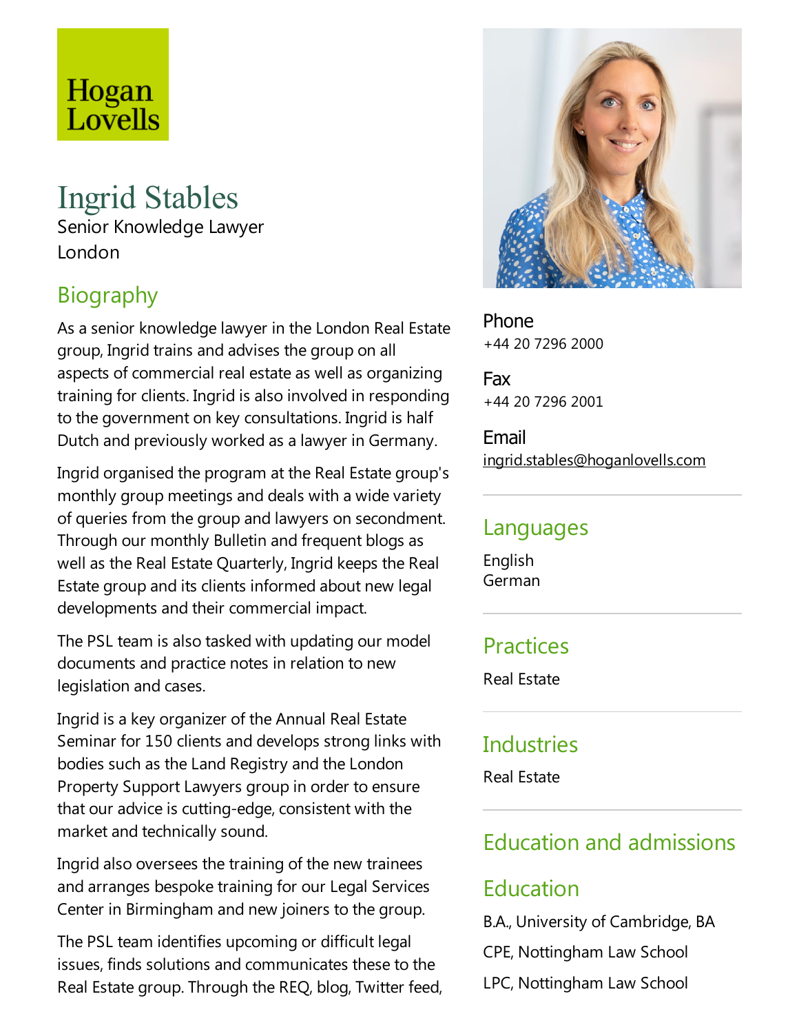Hogan Lovells

# Ingrid Stables

Senior Knowledge Lawyer

London

## Biography

As a senior knowledge lawyer in the London Real Estate group, Ingrid trains and advises the group on all aspects of commercial real estate as well as organizing training for clients. Ingrid is also involved in responding to the government on key consultations. Ingrid is half Dutch and previously worked as a lawyer in Germany.

Ingrid organised the program at the Real Estate group's monthly group meetings and deals with a wide variety of queries from the group and lawyers on secondment. Through our monthly Bulletin and frequent blogs as well as the Real Estate Quarterly, Ingrid keeps the Real Estate group and its clients informed about new legal developments and their commercial impact.

The PSL team is also tasked with updating our model documents and practice notes in relation to new legislation and cases.

Ingrid is a key organizer of the Annual Real Estate Seminar for 150 clients and develops strong links with bodies such as the Land Registry and the London Property Support Lawyers group in order to ensure that our advice is cutting-edge, consistent with the market and technically sound.

Ingrid also oversees the training of the new trainees and arranges bespoke training for our Legal Services Center in Birmingham and new joiners to the group.

The PSL team identifies upcoming or difficult legal issues, finds solutions and communicates these to the Real Estate group. Through the REQ, blog, Twitter feed,

**Phone**
+44 20 7296 2000

**Fax**
+44 20 7296 2001

**Email**
ingrid.stables@hoganlovells.com

## Languages

English
German

## Practices

Real Estate

## Industries

Real Estate

## Education and admissions

## Education

B.A., University of Cambridge, BA

CPE, Nottingham Law School

LPC, Nottingham Law School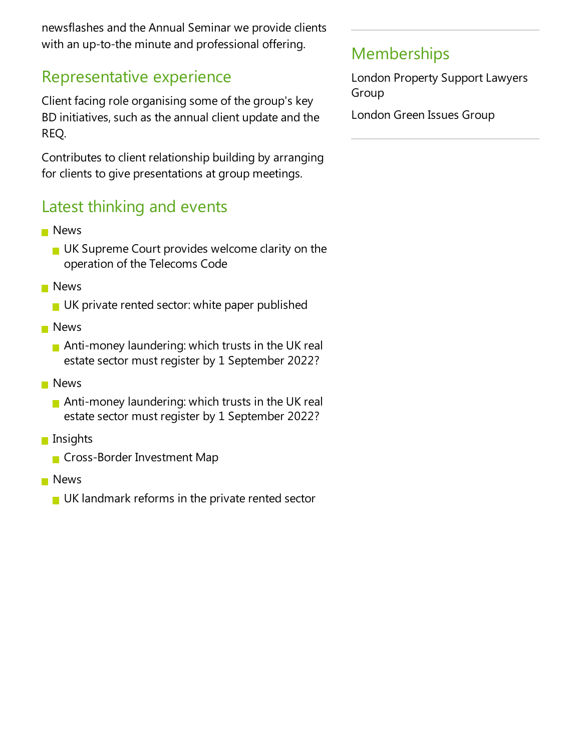newsflashes and the Annual Seminar we provide clients with an up-to-the minute and professional offering.

## Representative experience

Client facing role organising some of the group's key BD initiatives, such as the annual client update and the REQ.

Contributes to client relationship building by arranging for clients to give presentations at group meetings.

## Latest thinking and events

- News
  - UK Supreme Court provides welcome clarity on the operation of the Telecoms Code
- News
  - UK private rented sector: white paper published
- News
  - Anti-money laundering: which trusts in the UK real estate sector must register by 1 September 2022?
- News
  - Anti-money laundering: which trusts in the UK real estate sector must register by 1 September 2022?
- Insights
  - Cross-Border Investment Map
- News
  - UK landmark reforms in the private rented sector

## Memberships

London Property Support Lawyers Group

London Green Issues Group